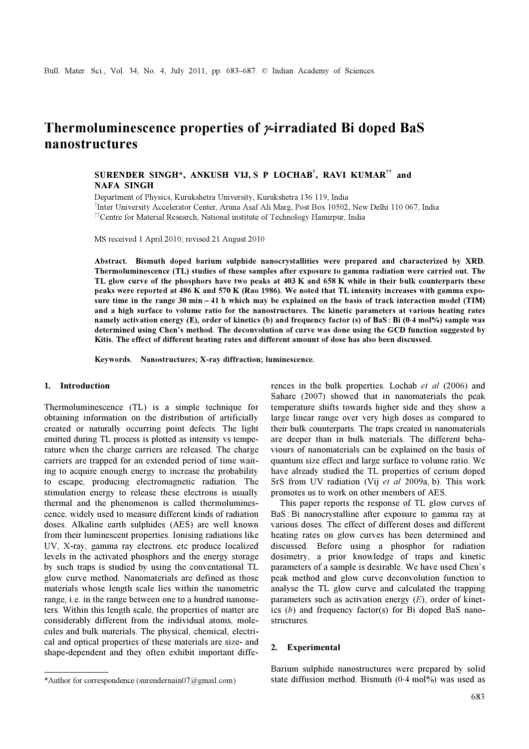# Thermoluminescence properties of $\gamma$-irradiated Bi doped BaS nanostructures

**SURENDER SINGH*, ANKUSH VIJ, S P LOCHAB[†], RAVI KUMAR[††] and NAFA SINGH**

Department of Physics, Kurukshetra University, Kurukshetra 136 119, India

[†]Inter University Accelerator Center, Aruna Asaf Ali Marg, Post Box 10502, New Delhi 110 067, India

[††]Centre for Material Research, National institute of Technology Hamirpur, India

MS received 1 April 2010; revised 21 August 2010

**Abstract. Bismuth doped barium sulphide nanocrystallities were prepared and characterized by XRD. Thermoluminescence (TL) studies of these samples after exposure to gamma radiation were carried out. The TL glow curve of the phosphors have two peaks at 403 K and 658 K while in their bulk counterparts these peaks were reported at 486 K and 570 K (Rao 1986). We noted that TL intensity increases with gamma exposure time in the range 30 min – 41 h which may be explained on the basis of track interaction model (TIM) and a high surface to volume ratio for the nanostructures. The kinetic parameters at various heating rates namely activation energy (E), order of kinetics (b) and frequency factor (s) of BaS : Bi (0·4 mol%) sample was determined using Chen's method. The deconvolution of curve was done using the GCD function suggested by Kitis. The effect of different heating rates and different amount of dose has also been discussed.**

**Keywords.** Nanostructures; X-ray diffraction; luminescence.

## 1. Introduction

Thermoluminescence (TL) is a simple technique for obtaining information on the distribution of artificially created or naturally occurring point defects. The light emitted during TL process is plotted as intensity vs temperature when the charge carriers are released. The charge carriers are trapped for an extended period of time waiting to acquire enough energy to increase the probability to escape, producing electromagnetic radiation. The stimulation energy to release these electrons is usually thermal and the phenomenon is called thermoluminescence, widely used to measure different kinds of radiation doses. Alkaline earth sulphides (AES) are well known from their luminescent properties. Ionising radiations like UV, X-ray, gamma ray electrons, etc produce localized levels in the activated phosphors and the energy storage by such traps is studied by using the conventational TL glow curve method. Nanomaterials are defined as those materials whose length scale lies within the nanometric range, i.e. in the range between one to a hundred nanometers. Within this length scale, the properties of matter are considerably different from the individual atoms, molecules and bulk materials. The physical, chemical, electrical and optical properties of these materials are size- and shape-dependent and they often exhibit important differences in the bulk properties. Lochab *et al* (2006) and Sahare (2007) showed that in nanomaterials the peak temperature shifts towards higher side and they show a large linear range over very high doses as compared to their bulk counterparts. The traps created in nanomaterials are deeper than in bulk materials. The different behaviours of nanomaterials can be explained on the basis of quantum size effect and large surface to volume ratio. We have already studied the TL properties of cerium doped SrS from UV radiation (Vij *et al* 2009a, b). This work promotes us to work on other members of AES.

This paper reports the response of TL glow curves of BaS : Bi nanocrystalline after exposure to gamma ray at various doses. The effect of different doses and different heating rates on glow curves has been determined and discussed. Before using a phosphor for radiation dosimetry, a prior knowledge of traps and kinetic parameters of a sample is desirable. We have used Chen's peak method and glow curve deconvolution function to analyse the TL glow curve and calculated the trapping parameters such as activation energy (*E*), order of kinetics (*b*) and frequency factor(s) for Bi doped BaS nanostructures.

## 2. Experimental

Barium sulphide nanostructures were prepared by solid state diffusion method. Bismuth (0·4 mol%) was used as

*Author for correspondence (surendernain07@gmail.com)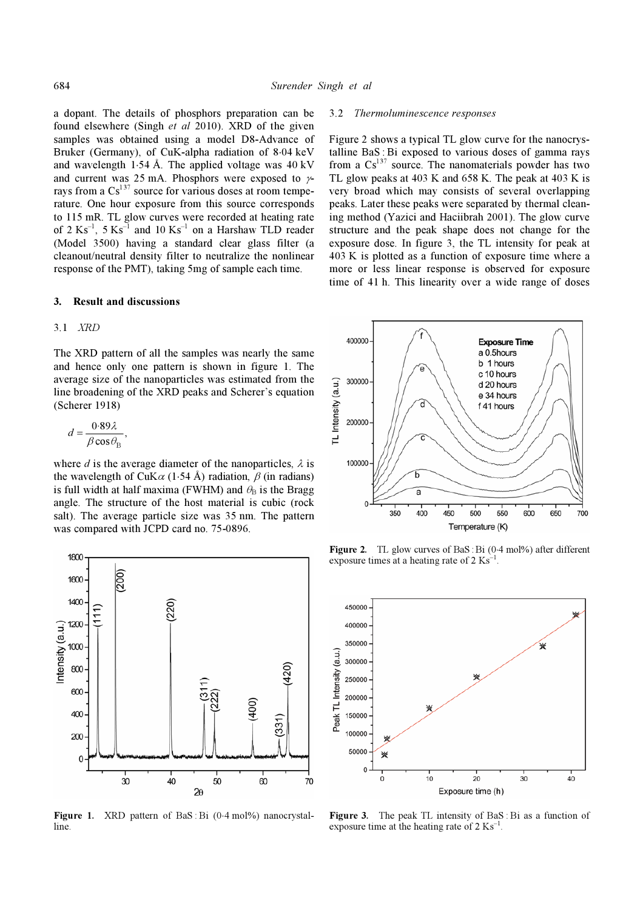a dopant. The details of phosphors preparation can be found elsewhere (Singh *et al* 2010). XRD of the given samples was obtained using a model D8-Advance of Bruker (Germany), of CuK-alpha radiation of 8·04 keV and wavelength 1·54 Å. The applied voltage was 40 kV and current was 25 mA. Phosphors were exposed to $\gamma$-rays from a $Cs^{137}$ source for various doses at room temperature. One hour exposure from this source corresponds to 115 mR. TL glow curves were recorded at heating rate of 2 $Ks^{-1}$, 5 $Ks^{-1}$ and 10 $Ks^{-1}$ on a Harshaw TLD reader (Model 3500) having a standard clear glass filter (a cleanout/neutral density filter to neutralize the nonlinear response of the PMT), taking 5mg of sample each time.

## 3. Result and discussions

### 3.1 *XRD*

The XRD pattern of all the samples was nearly the same and hence only one pattern is shown in figure 1. The average size of the nanoparticles was estimated from the line broadening of the XRD peaks and Scherer's equation (Scherer 1918)

$$d = \frac{0{\cdot}89\lambda}{\beta \cos\theta_B},$$

where $d$ is the average diameter of the nanoparticles, $\lambda$ is the wavelength of CuK$\alpha$ (1·54 Å) radiation, $\beta$ (in radians) is full width at half maxima (FWHM) and $\theta_B$ is the Bragg angle. The structure of the host material is cubic (rock salt). The average particle size was 35 nm. The pattern was compared with JCPD card no. 75-0896.

**Figure 1.** XRD pattern of BaS : Bi (0·4 mol%) nanocrystalline.

### 3.2 *Thermoluminescence responses*

Figure 2 shows a typical TL glow curve for the nanocrystalline BaS : Bi exposed to various doses of gamma rays from a $Cs^{137}$ source. The nanomaterials powder has two TL glow peaks at 403 K and 658 K. The peak at 403 K is very broad which may consists of several overlapping peaks. Later these peaks were separated by thermal cleaning method (Yazici and Haciibrah 2001). The glow curve structure and the peak shape does not change for the exposure dose. In figure 3, the TL intensity for peak at 403 K is plotted as a function of exposure time where a more or less linear response is observed for exposure time of 41 h. This linearity over a wide range of doses

**Figure 2.** TL glow curves of BaS : Bi (0·4 mol%) after different exposure times at a heating rate of 2 $Ks^{-1}$.

**Figure 3.** The peak TL intensity of BaS : Bi as a function of exposure time at the heating rate of 2 $Ks^{-1}$.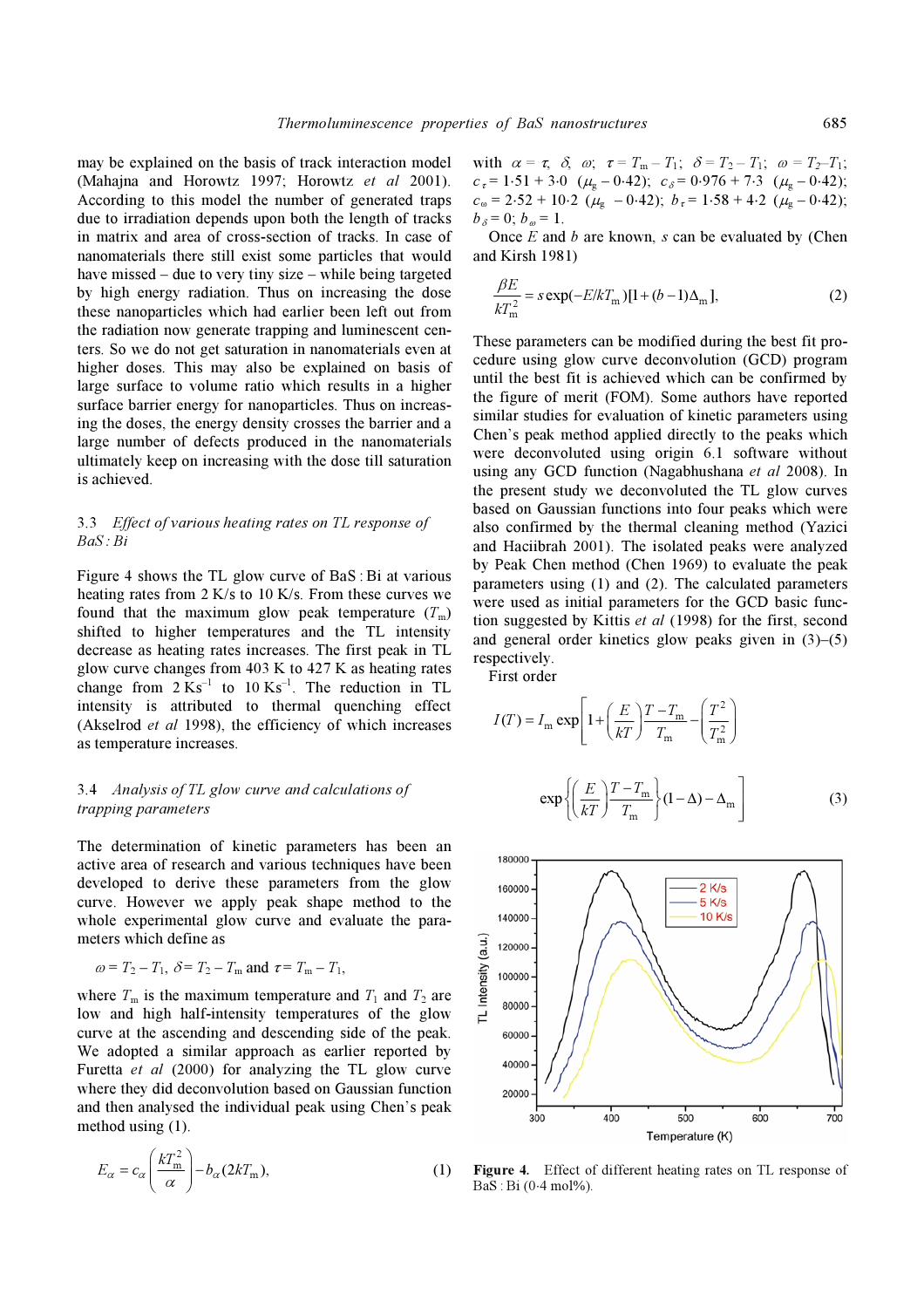may be explained on the basis of track interaction model (Mahajna and Horowtz 1997; Horowtz *et al* 2001). According to this model the number of generated traps due to irradiation depends upon both the length of tracks in matrix and area of cross-section of tracks. In case of nanomaterials there still exist some particles that would have missed – due to very tiny size – while being targeted by high energy radiation. Thus on increasing the dose these nanoparticles which had earlier been left out from the radiation now generate trapping and luminescent centers. So we do not get saturation in nanomaterials even at higher doses. This may also be explained on basis of large surface to volume ratio which results in a higher surface barrier energy for nanoparticles. Thus on increasing the doses, the energy density crosses the barrier and a large number of defects produced in the nanomaterials ultimately keep on increasing with the dose till saturation is achieved.

### 3.3 *Effect of various heating rates on TL response of BaS : Bi*

Figure 4 shows the TL glow curve of BaS : Bi at various heating rates from 2 K/s to 10 K/s. From these curves we found that the maximum glow peak temperature ($T_m$) shifted to higher temperatures and the TL intensity decrease as heating rates increases. The first peak in TL glow curve changes from 403 K to 427 K as heating rates change from 2 $Ks^{-1}$ to 10 $Ks^{-1}$. The reduction in TL intensity is attributed to thermal quenching effect (Akselrod *et al* 1998), the efficiency of which increases as temperature increases.

### 3.4 *Analysis of TL glow curve and calculations of trapping parameters*

The determination of kinetic parameters has been an active area of research and various techniques have been developed to derive these parameters from the glow curve. However we apply peak shape method to the whole experimental glow curve and evaluate the parameters which define as

$$\omega = T_2 - T_1,\ \delta = T_2 - T_m \text{ and } \tau = T_m - T_1,$$

where $T_m$ is the maximum temperature and $T_1$ and $T_2$ are low and high half-intensity temperatures of the glow curve at the ascending and descending side of the peak. We adopted a similar approach as earlier reported by Furetta *et al* (2000) for analyzing the TL glow curve where they did deconvolution based on Gaussian function and then analysed the individual peak using Chen's peak method using (1).

$$E_\alpha = c_\alpha\left(\frac{kT_m^2}{\alpha}\right) - b_\alpha(2kT_m), \tag{1}$$

with $\alpha = \tau,\ \delta,\ \omega;\ \tau = T_m - T_1;\ \delta = T_2 - T_1;\ \omega = T_2 - T_1;$ $c_\tau = 1{\cdot}51 + 3{\cdot}0\ (\mu_g - 0{\cdot}42);\ c_\delta = 0{\cdot}976 + 7{\cdot}3\ (\mu_g - 0{\cdot}42);$ $c_\omega = 2{\cdot}52 + 10{\cdot}2\ (\mu_g - 0{\cdot}42);\ b_\tau = 1{\cdot}58 + 4{\cdot}2\ (\mu_g - 0{\cdot}42);$ $b_\delta = 0;\ b_\omega = 1.$

Once $E$ and $b$ are known, $s$ can be evaluated by (Chen and Kirsh 1981)

$$\frac{\beta E}{kT_m^2} = s\exp(-E/kT_m)[1 + (b-1)\Delta_m], \tag{2}$$

These parameters can be modified during the best fit procedure using glow curve deconvolution (GCD) program until the best fit is achieved which can be confirmed by the figure of merit (FOM). Some authors have reported similar studies for evaluation of kinetic parameters using Chen's peak method applied directly to the peaks which were deconvoluted using origin 6.1 software without using any GCD function (Nagabhushana *et al* 2008). In the present study we deconvoluted the TL glow curves based on Gaussian functions into four peaks which were also confirmed by the thermal cleaning method (Yazici and Haciibrah 2001). The isolated peaks were analyzed by Peak Chen method (Chen 1969) to evaluate the peak parameters using (1) and (2). The calculated parameters were used as initial parameters for the GCD basic function suggested by Kittis *et al* (1998) for the first, second and general order kinetics glow peaks given in (3)–(5) respectively.

First order

$$I(T) = I_m \exp\left[1 + \left(\frac{E}{kT}\right)\frac{T - T_m}{T_m} - \left(\frac{T^2}{T_m^2}\right)\right.$$

$$\left.\exp\left\{\left(\frac{E}{kT}\right)\frac{T - T_m}{T_m}\right\}(1 - \Delta) - \Delta_m\right] \tag{3}$$

**Figure 4.** Effect of different heating rates on TL response of BaS : Bi (0·4 mol%).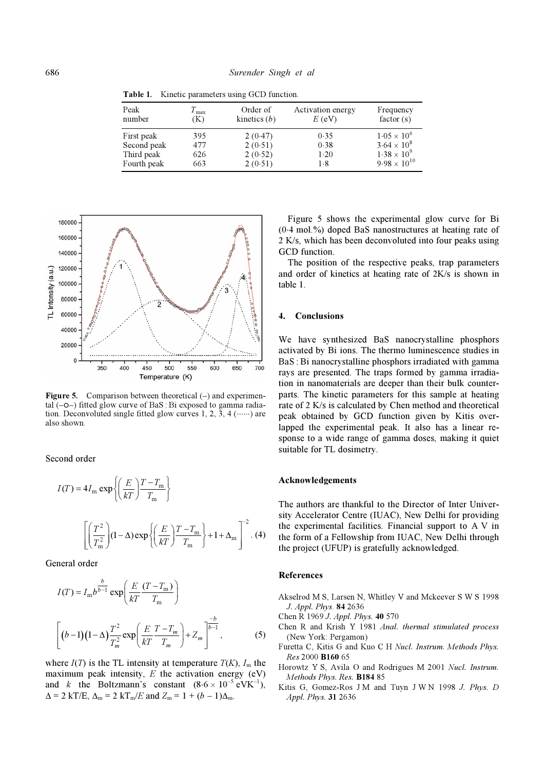**Table 1.** Kinetic parameters using GCD function.

| Peak number | $T_{max}$ (K) | Order of kinetics ($b$) | Activation energy $E$ (eV) | Frequency factor (s) |
|---|---|---|---|---|
| First peak | 395 | 2 (0·47) | 0·35 | $1{\cdot}05 \times 10^{6}$ |
| Second peak | 477 | 2 (0·51) | 0·38 | $3{\cdot}64 \times 10^{8}$ |
| Third peak | 626 | 2 (0·52) | 1·20 | $1{\cdot}38 \times 10^{9}$ |
| Fourth peak | 663 | 2 (0·51) | 1·8 | $9{\cdot}98 \times 10^{10}$ |

**Figure 5.** Comparison between theoretical (–) and experimental (–○–) fitted glow curve of BaS : Bi exposed to gamma radiation. Deconvoluted single fitted glow curves 1, 2, 3, 4 (······) are also shown.

Second order

$$I(T) = 4I_m \exp\left\{\left(\frac{E}{kT}\right)\frac{T-T_m}{T_m}\right\}$$

$$\left[\left(\frac{T^2}{T_m^2}\right)(1-\Delta)\exp\left\{\left(\frac{E}{kT}\right)\frac{T-T_m}{T_m}\right\}+1+\Delta_m\right]^{-2}. \quad (4)$$

General order

$$I(T) = I_m b^{\frac{b}{b-1}} \exp\left(\frac{E}{kT}\frac{(T-T_m)}{T_m}\right)$$

$$\left[(b-1)(1-\Delta)\frac{T^2}{T_m^2}\exp\left(\frac{E}{kT}\frac{T-T_m}{T_m}\right)+Z_m\right]^{\frac{-b}{b-1}}, \quad (5)$$

where $I(T)$ is the TL intensity at temperature $T(K)$, $I_m$ the maximum peak intensity, $E$ the activation energy (eV) and $k$ the Boltzmann's constant ($8{\cdot}6 \times 10^{-5}$ eVK$^{-1}$), $\Delta = 2$ kT/E, $\Delta_m = 2$ kT$_m$/$E$ and $Z_m = 1 + (b-1)\Delta_m$.

Figure 5 shows the experimental glow curve for Bi (0·4 mol.%) doped BaS nanostructures at heating rate of 2 K/s, which has been deconvoluted into four peaks using GCD function.

The position of the respective peaks, trap parameters and order of kinetics at heating rate of 2K/s is shown in table 1.

## 4. Conclusions

We have synthesized BaS nanocrystalline phosphors activated by Bi ions. The thermo luminescence studies in BaS : Bi nanocrystalline phosphors irradiated with gamma rays are presented. The traps formed by gamma irradiation in nanomaterials are deeper than their bulk counterparts. The kinetic parameters for this sample at heating rate of 2 K/s is calculated by Chen method and theoretical peak obtained by GCD function given by Kitis overlapped the experimental peak. It also has a linear response to a wide range of gamma doses, making it quiet suitable for TL dosimetry.

## Acknowledgements

The authors are thankful to the Director of Inter University Accelerator Centre (IUAC), New Delhi for providing the experimental facilities. Financial support to A V in the form of a Fellowship from IUAC, New Delhi through the project (UFUP) is gratefully acknowledged.

## References

Akselrod M S, Larsen N, Whitley V and Mckeever S W S 1998 *J. Appl. Phys.* **84** 2636

Chen R 1969 *J. Appl. Phys.* **40** 570

Chen R and Krish Y 1981 *Anal. thermal stimulated process* (New York: Pergamon)

Furetta C, Kitis G and Kuo C H *Nucl. Instrum. Methods Phys. Res* 2000 **B160** 65

Horowtz Y S, Avila O and Rodrigues M 2001 *Nucl. Instrum. Methods Phys. Res.* **B184** 85

Kitis G, Gomez-Ros J M and Tuyn J W N 1998 *J. Phys. D Appl. Phys.* **31** 2636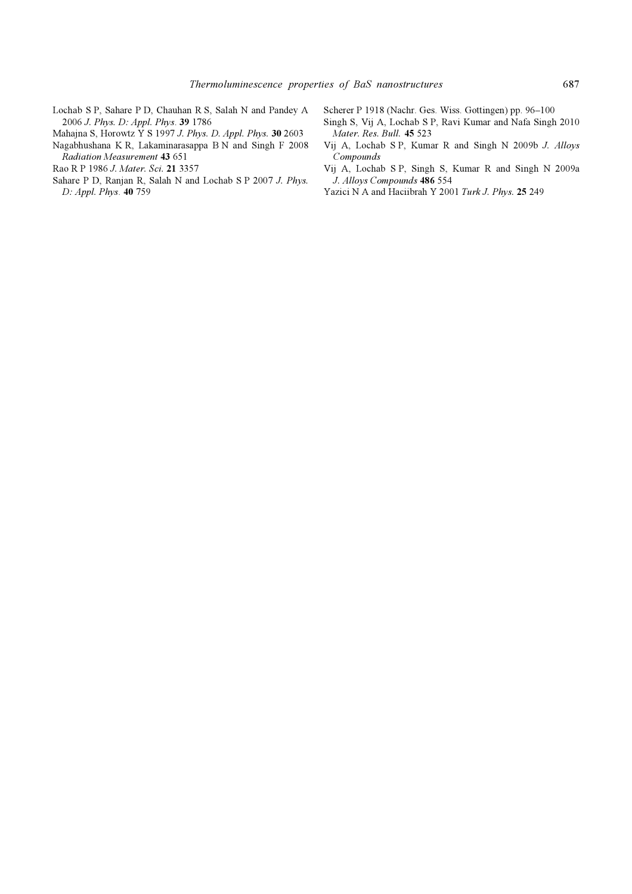Lochab S P, Sahare P D, Chauhan R S, Salah N and Pandey A 2006 *J. Phys. D: Appl. Phys.* **39** 1786

Mahajna S, Horowtz Y S 1997 *J. Phys. D. Appl. Phys.* **30** 2603

Nagabhushana K R, Lakaminarasappa B N and Singh F 2008 *Radiation Measurement* **43** 651

Rao R P 1986 *J. Mater. Sci.* **21** 3357

Sahare P D, Ranjan R, Salah N and Lochab S P 2007 *J. Phys. D: Appl. Phys.* **40** 759

Scherer P 1918 (Nachr. Ges. Wiss. Gottingen) pp. 96–100

Singh S, Vij A, Lochab S P, Ravi Kumar and Nafa Singh 2010 *Mater. Res. Bull.* **45** 523

Vij A, Lochab S P, Kumar R and Singh N 2009b *J. Alloys Compounds*

Vij A, Lochab S P, Singh S, Kumar R and Singh N 2009a *J. Alloys Compounds* **486** 554

Yazici N A and Haciibrah Y 2001 *Turk J. Phys.* **25** 249